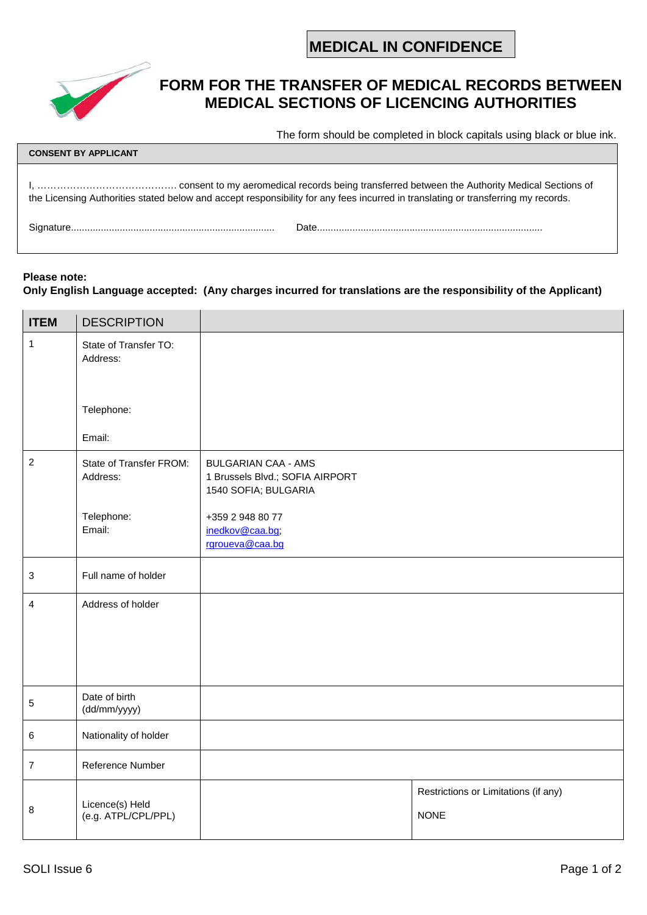**MEDICAL IN CONFIDENCE**

# FORM FOR THE TRANSFER OF MEDICAL RECORDS BETWEEN MEDICAL SECTIONS OF LICENCING AUTHORITIES

The form should be completed in block capitals using black or blue ink.

| CONSENT BY APPLICANT |
|---|
| I, …………………………………… consent to my aeromedical records being transferred between the Authority Medical Sections of the Licensing Authorities stated below and accept responsibility for any fees incurred in translating or transferring my records.<br><br>Signature.......................................................................... Date.................................................................................. |

**Please note:**
**Only English Language accepted: (Any charges incurred for translations are the responsibility of the Applicant)**

| **ITEM** | DESCRIPTION | | |
|---|---|---|---|
| 1 | State of Transfer TO:<br>Address:<br><br>Telephone:<br><br>Email: | | |
| 2 | State of Transfer FROM:<br>Address:<br><br>Telephone:<br>Email: | BULGARIAN CAA - AMS<br>1 Brussels Blvd.; SOFIA AIRPORT<br>1540 SOFIA; BULGARIA<br><br>+359 2 948 80 77<br>inedkov@caa.bg;<br>rgroueva@caa.bg | |
| 3 | Full name of holder | | |
| 4 | Address of holder | | |
| 5 | Date of birth (dd/mm/yyyy) | | |
| 6 | Nationality of holder | | |
| 7 | Reference Number | | |
| 8 | Licence(s) Held (e.g. ATPL/CPL/PPL) | | Restrictions or Limitations (if any)<br><br>NONE |

SOLI Issue 6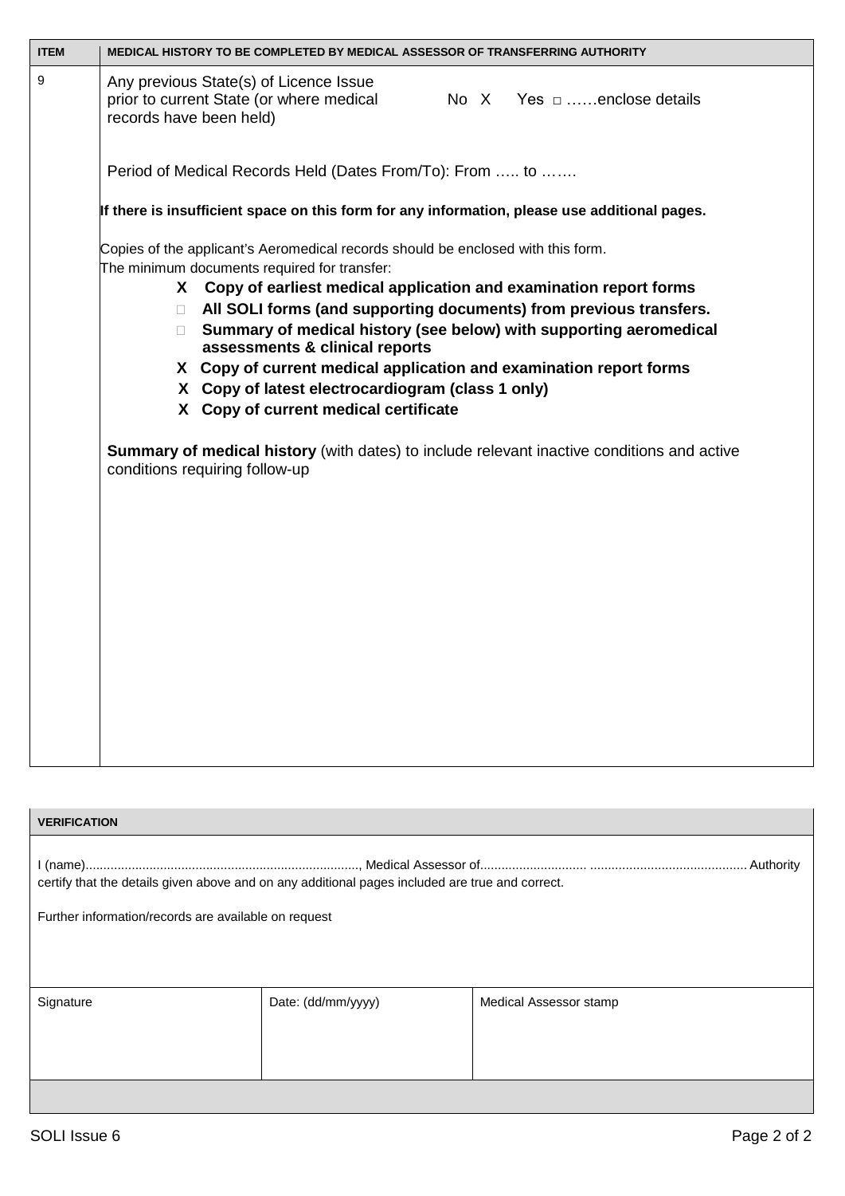| ITEM | MEDICAL HISTORY TO BE COMPLETED BY MEDICAL ASSESSOR OF TRANSFERRING AUTHORITY |
|---|---|
| 9 | Any previous State(s) of Licence Issue prior to current State (or where medical records have been held) No X Yes □ ……enclose details<br><br>Period of Medical Records Held (Dates From/To): From ….. to …….<br><br>**If there is insufficient space on this form for any information, please use additional pages.**<br><br>Copies of the applicant's Aeromedical records should be enclosed with this form.<br>The minimum documents required for transfer:<br>**X Copy of earliest medical application and examination report forms**<br>□ **All SOLI forms (and supporting documents) from previous transfers.**<br>□ **Summary of medical history (see below) with supporting aeromedical assessments & clinical reports**<br>**X Copy of current medical application and examination report forms**<br>**X Copy of latest electrocardiogram (class 1 only)**<br>**X Copy of current medical certificate**<br><br>**Summary of medical history** (with dates) to include relevant inactive conditions and active conditions requiring follow-up |

| VERIFICATION | | |
|---|---|---|
| I (name)..............................................................................., Medical Assessor of............................. ........................................... Authority certify that the details given above and on any additional pages included are true and correct.<br><br>Further information/records are available on request | | |
| Signature | Date: (dd/mm/yyyy) | Medical Assessor stamp |

SOLI Issue 6